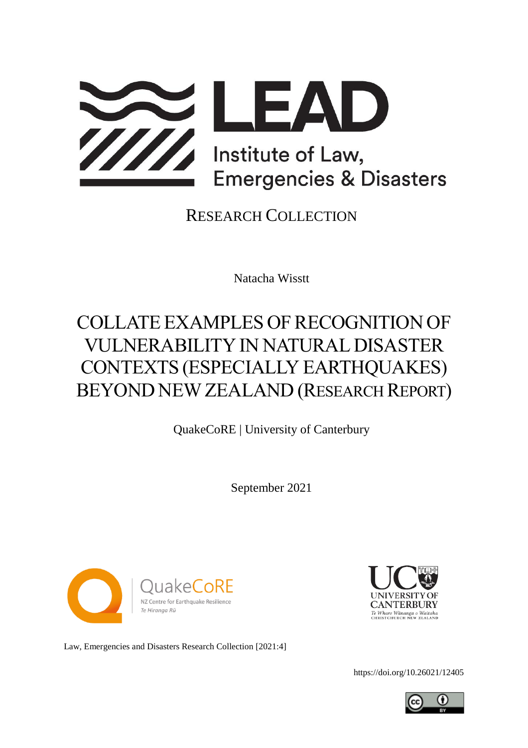LEAD

Institute of Law, Emergencies & Disasters

RESEARCH COLLECTION

Natacha Wisstt

# COLLATE EXAMPLES OF RECOGNITION OF VULNERABILITY IN NATURAL DISASTER CONTEXTS (ESPECIALLY EARTHQUAKES) BEYOND NEW ZEALAND (RESEARCH REPORT)

QuakeCoRE | University of Canterbury

September 2021

QuakeCoRE
NZ Centre for Earthquake Resilience
*Te Hiranga Rū*

UNIVERSITY OF CANTERBURY
*Te Whare Wānanga o Waitaha*
CHRISTCHURCH NEW ZEALAND

Law, Emergencies and Disasters Research Collection [2021:4]

https://doi.org/10.26021/12405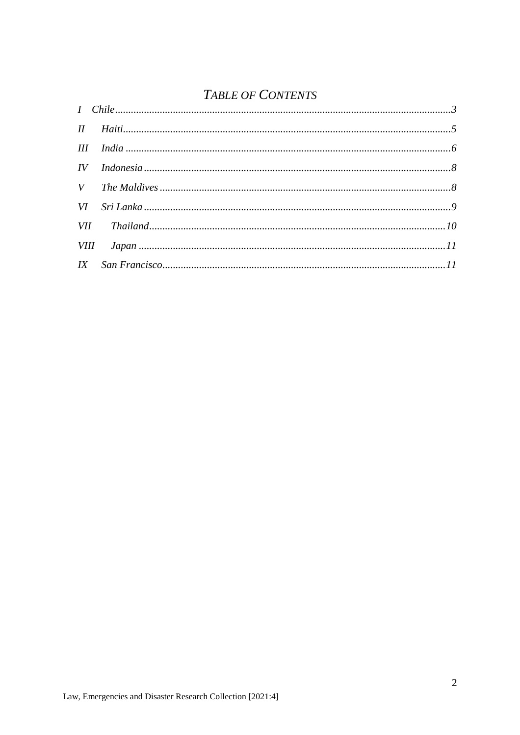# *Table of Contents*

*I Chile* .......... *3*

*II Haiti* .......... *5*

*III India* .......... *6*

*IV Indonesia* .......... *8*

*V The Maldives* .......... *8*

*VI Sri Lanka* .......... *9*

*VII Thailand* .......... *10*

*VIII Japan* .......... *11*

*IX San Francisco* .......... *11*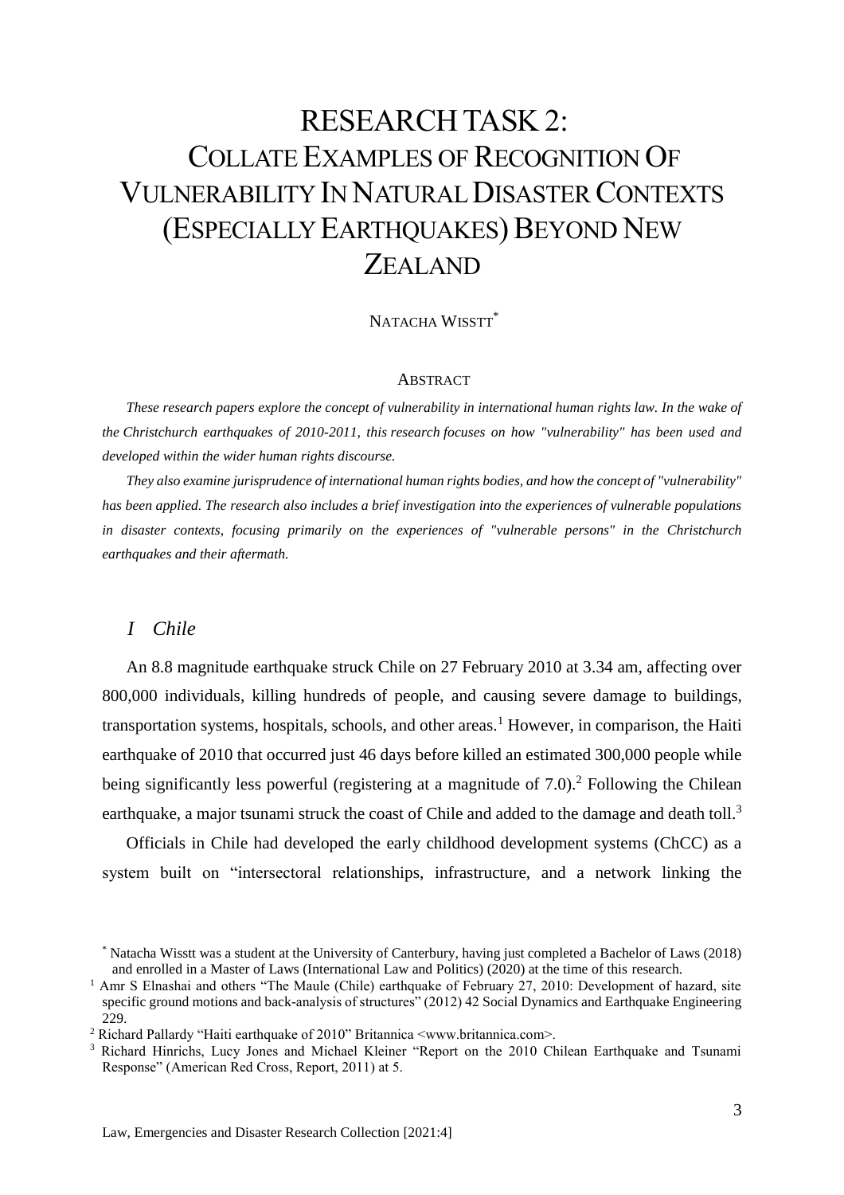# RESEARCH TASK 2: COLLATE EXAMPLES OF RECOGNITION OF VULNERABILITY IN NATURAL DISASTER CONTEXTS (ESPECIALLY EARTHQUAKES) BEYOND NEW ZEALAND

NATACHA WISSTT*

ABSTRACT

*These research papers explore the concept of vulnerability in international human rights law. In the wake of the Christchurch earthquakes of 2010-2011, this research focuses on how "vulnerability" has been used and developed within the wider human rights discourse.*

*They also examine jurisprudence of international human rights bodies, and how the concept of "vulnerability" has been applied. The research also includes a brief investigation into the experiences of vulnerable populations in disaster contexts, focusing primarily on the experiences of "vulnerable persons" in the Christchurch earthquakes and their aftermath.*

## *I Chile*

An 8.8 magnitude earthquake struck Chile on 27 February 2010 at 3.34 am, affecting over 800,000 individuals, killing hundreds of people, and causing severe damage to buildings, transportation systems, hospitals, schools, and other areas.[1] However, in comparison, the Haiti earthquake of 2010 that occurred just 46 days before killed an estimated 300,000 people while being significantly less powerful (registering at a magnitude of 7.0).[2] Following the Chilean earthquake, a major tsunami struck the coast of Chile and added to the damage and death toll.[3]

Officials in Chile had developed the early childhood development systems (ChCC) as a system built on "intersectoral relationships, infrastructure, and a network linking the

\* Natacha Wisstt was a student at the University of Canterbury, having just completed a Bachelor of Laws (2018) and enrolled in a Master of Laws (International Law and Politics) (2020) at the time of this research.

[1] Amr S Elnashai and others "The Maule (Chile) earthquake of February 27, 2010: Development of hazard, site specific ground motions and back-analysis of structures" (2012) 42 Social Dynamics and Earthquake Engineering 229.

[2] Richard Pallardy "Haiti earthquake of 2010" Britannica <www.britannica.com>.

[3] Richard Hinrichs, Lucy Jones and Michael Kleiner "Report on the 2010 Chilean Earthquake and Tsunami Response" (American Red Cross, Report, 2011) at 5.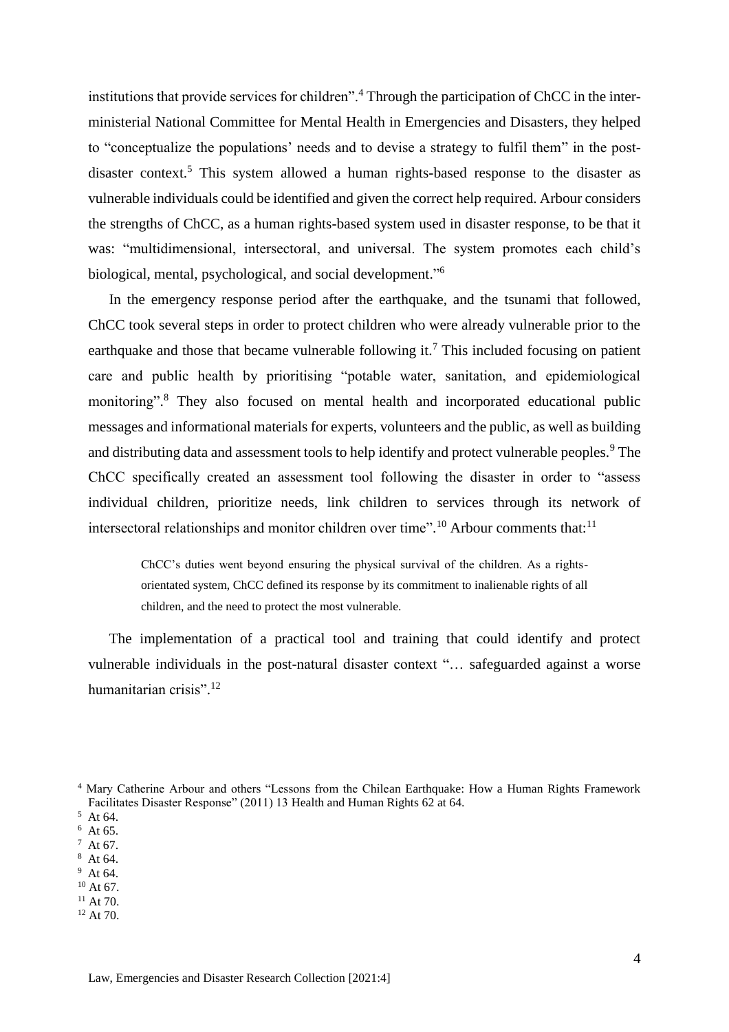institutions that provide services for children".[4] Through the participation of ChCC in the inter-ministerial National Committee for Mental Health in Emergencies and Disasters, they helped to "conceptualize the populations' needs and to devise a strategy to fulfil them" in the post-disaster context.[5] This system allowed a human rights-based response to the disaster as vulnerable individuals could be identified and given the correct help required. Arbour considers the strengths of ChCC, as a human rights-based system used in disaster response, to be that it was: "multidimensional, intersectoral, and universal. The system promotes each child's biological, mental, psychological, and social development."[6]

In the emergency response period after the earthquake, and the tsunami that followed, ChCC took several steps in order to protect children who were already vulnerable prior to the earthquake and those that became vulnerable following it.[7] This included focusing on patient care and public health by prioritising "potable water, sanitation, and epidemiological monitoring".[8] They also focused on mental health and incorporated educational public messages and informational materials for experts, volunteers and the public, as well as building and distributing data and assessment tools to help identify and protect vulnerable peoples.[9] The ChCC specifically created an assessment tool following the disaster in order to "assess individual children, prioritize needs, link children to services through its network of intersectoral relationships and monitor children over time".[10] Arbour comments that:[11]

> ChCC's duties went beyond ensuring the physical survival of the children. As a rights-orientated system, ChCC defined its response by its commitment to inalienable rights of all children, and the need to protect the most vulnerable.

The implementation of a practical tool and training that could identify and protect vulnerable individuals in the post-natural disaster context "… safeguarded against a worse humanitarian crisis".[12]

---

[4] Mary Catherine Arbour and others "Lessons from the Chilean Earthquake: How a Human Rights Framework Facilitates Disaster Response" (2011) 13 Health and Human Rights 62 at 64.

[5] At 64.

[6] At 65.

[7] At 67.

[8] At 64.

[9] At 64.

[10] At 67.

[11] At 70.

[12] At 70.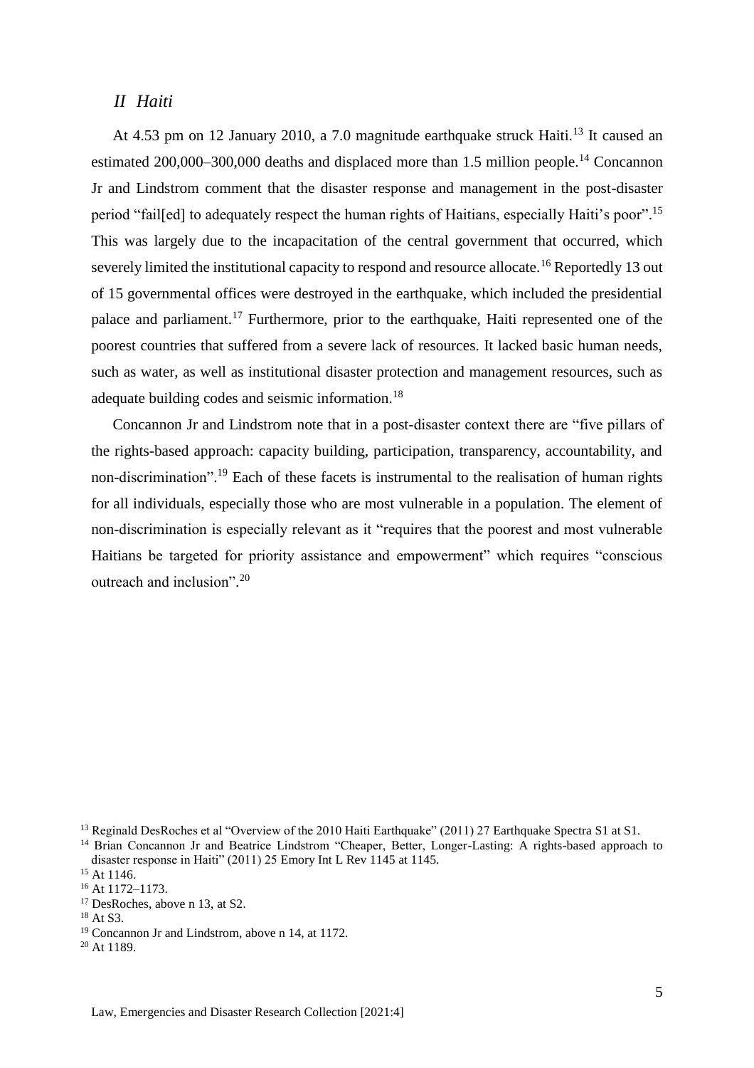## *II Haiti*

At 4.53 pm on 12 January 2010, a 7.0 magnitude earthquake struck Haiti.[13] It caused an estimated 200,000–300,000 deaths and displaced more than 1.5 million people.[14] Concannon Jr and Lindstrom comment that the disaster response and management in the post-disaster period "fail[ed] to adequately respect the human rights of Haitians, especially Haiti's poor".[15] This was largely due to the incapacitation of the central government that occurred, which severely limited the institutional capacity to respond and resource allocate.[16] Reportedly 13 out of 15 governmental offices were destroyed in the earthquake, which included the presidential palace and parliament.[17] Furthermore, prior to the earthquake, Haiti represented one of the poorest countries that suffered from a severe lack of resources. It lacked basic human needs, such as water, as well as institutional disaster protection and management resources, such as adequate building codes and seismic information.[18]

Concannon Jr and Lindstrom note that in a post-disaster context there are "five pillars of the rights-based approach: capacity building, participation, transparency, accountability, and non-discrimination".[19] Each of these facets is instrumental to the realisation of human rights for all individuals, especially those who are most vulnerable in a population. The element of non-discrimination is especially relevant as it "requires that the poorest and most vulnerable Haitians be targeted for priority assistance and empowerment" which requires "conscious outreach and inclusion".[20]

---

[13] Reginald DesRoches et al "Overview of the 2010 Haiti Earthquake" (2011) 27 Earthquake Spectra S1 at S1.

[14] Brian Concannon Jr and Beatrice Lindstrom "Cheaper, Better, Longer-Lasting: A rights-based approach to disaster response in Haiti" (2011) 25 Emory Int L Rev 1145 at 1145.

[15] At 1146.

[16] At 1172–1173.

[17] DesRoches, above n 13, at S2.

[18] At S3.

[19] Concannon Jr and Lindstrom, above n 14, at 1172.

[20] At 1189.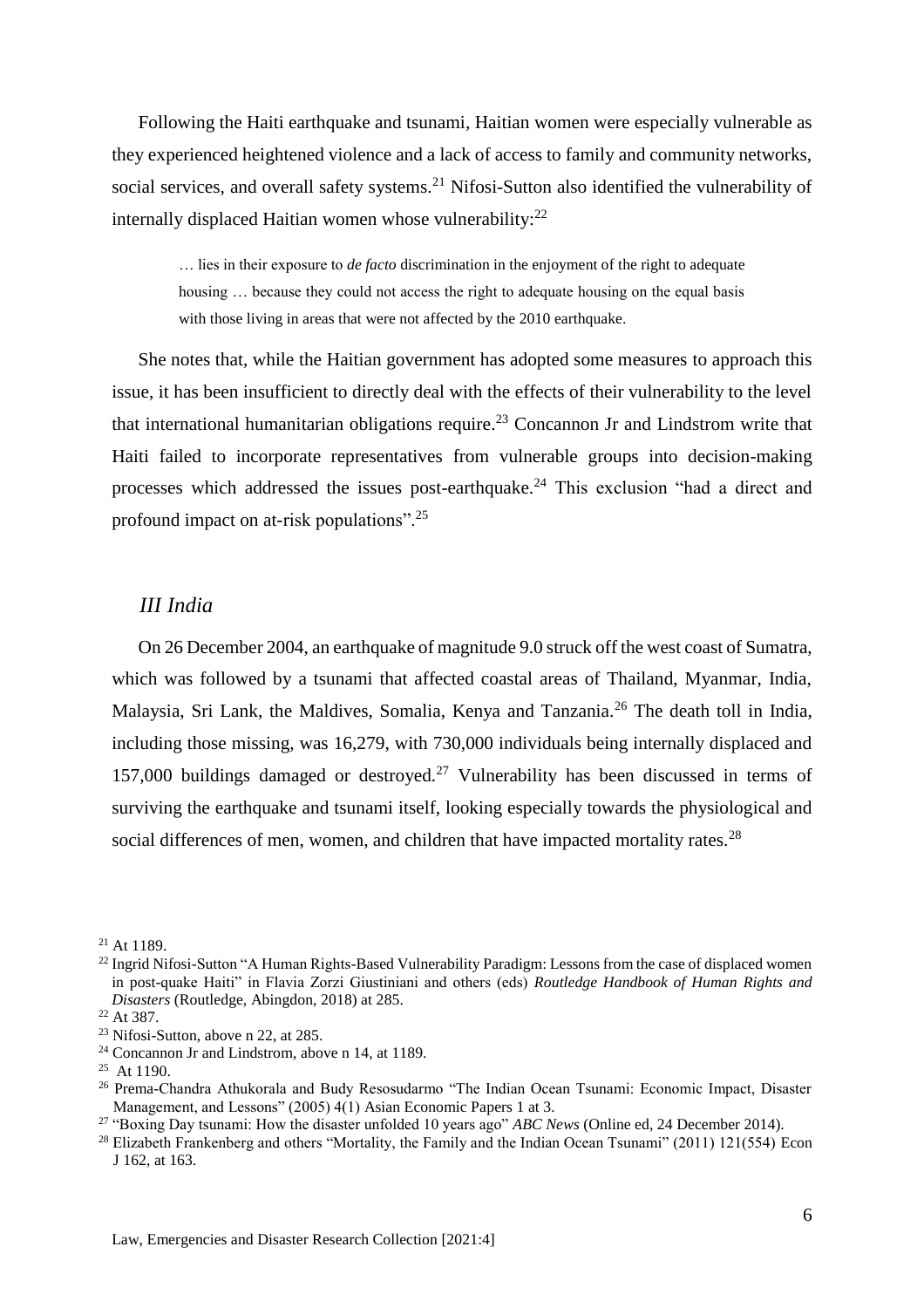Following the Haiti earthquake and tsunami, Haitian women were especially vulnerable as they experienced heightened violence and a lack of access to family and community networks, social services, and overall safety systems.[21] Nifosi-Sutton also identified the vulnerability of internally displaced Haitian women whose vulnerability:[22]

> … lies in their exposure to *de facto* discrimination in the enjoyment of the right to adequate housing … because they could not access the right to adequate housing on the equal basis with those living in areas that were not affected by the 2010 earthquake.

She notes that, while the Haitian government has adopted some measures to approach this issue, it has been insufficient to directly deal with the effects of their vulnerability to the level that international humanitarian obligations require.[23] Concannon Jr and Lindstrom write that Haiti failed to incorporate representatives from vulnerable groups into decision-making processes which addressed the issues post-earthquake.[24] This exclusion "had a direct and profound impact on at-risk populations".[25]

### *III India*

On 26 December 2004, an earthquake of magnitude 9.0 struck off the west coast of Sumatra, which was followed by a tsunami that affected coastal areas of Thailand, Myanmar, India, Malaysia, Sri Lank, the Maldives, Somalia, Kenya and Tanzania.[26] The death toll in India, including those missing, was 16,279, with 730,000 individuals being internally displaced and 157,000 buildings damaged or destroyed.[27] Vulnerability has been discussed in terms of surviving the earthquake and tsunami itself, looking especially towards the physiological and social differences of men, women, and children that have impacted mortality rates.[28]

---

[21] At 1189.

[22] Ingrid Nifosi-Sutton "A Human Rights-Based Vulnerability Paradigm: Lessons from the case of displaced women in post-quake Haiti" in Flavia Zorzi Giustiniani and others (eds) *Routledge Handbook of Human Rights and Disasters* (Routledge, Abingdon, 2018) at 285.

[22] At 387.

[23] Nifosi-Sutton, above n 22, at 285.

[24] Concannon Jr and Lindstrom, above n 14, at 1189.

[25] At 1190.

[26] Prema-Chandra Athukorala and Budy Resosudarmo "The Indian Ocean Tsunami: Economic Impact, Disaster Management, and Lessons" (2005) 4(1) Asian Economic Papers 1 at 3.

[27] "Boxing Day tsunami: How the disaster unfolded 10 years ago" *ABC News* (Online ed, 24 December 2014).

[28] Elizabeth Frankenberg and others "Mortality, the Family and the Indian Ocean Tsunami" (2011) 121(554) Econ J 162, at 163.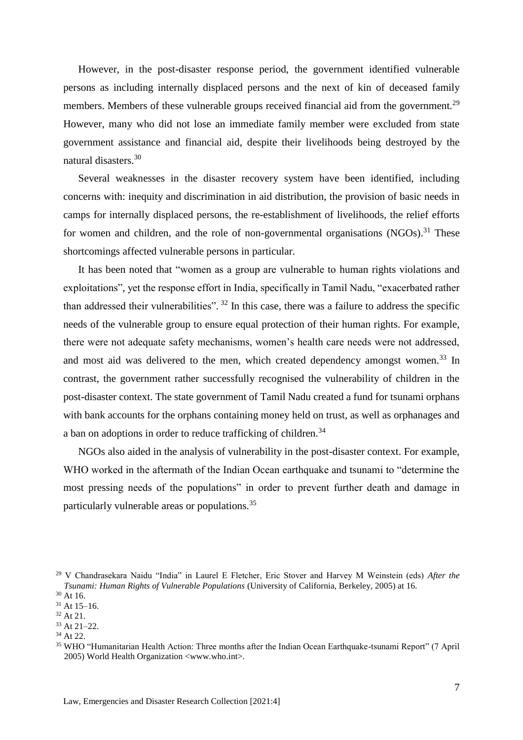However, in the post-disaster response period, the government identified vulnerable persons as including internally displaced persons and the next of kin of deceased family members. Members of these vulnerable groups received financial aid from the government.[29] However, many who did not lose an immediate family member were excluded from state government assistance and financial aid, despite their livelihoods being destroyed by the natural disasters.[30]

Several weaknesses in the disaster recovery system have been identified, including concerns with: inequity and discrimination in aid distribution, the provision of basic needs in camps for internally displaced persons, the re-establishment of livelihoods, the relief efforts for women and children, and the role of non-governmental organisations (NGOs).[31] These shortcomings affected vulnerable persons in particular.

It has been noted that "women as a group are vulnerable to human rights violations and exploitations", yet the response effort in India, specifically in Tamil Nadu, "exacerbated rather than addressed their vulnerabilities".[32] In this case, there was a failure to address the specific needs of the vulnerable group to ensure equal protection of their human rights. For example, there were not adequate safety mechanisms, women's health care needs were not addressed, and most aid was delivered to the men, which created dependency amongst women.[33] In contrast, the government rather successfully recognised the vulnerability of children in the post-disaster context. The state government of Tamil Nadu created a fund for tsunami orphans with bank accounts for the orphans containing money held on trust, as well as orphanages and a ban on adoptions in order to reduce trafficking of children.[34]

NGOs also aided in the analysis of vulnerability in the post-disaster context. For example, WHO worked in the aftermath of the Indian Ocean earthquake and tsunami to "determine the most pressing needs of the populations" in order to prevent further death and damage in particularly vulnerable areas or populations.[35]

---

[29] V Chandrasekara Naidu "India" in Laurel E Fletcher, Eric Stover and Harvey M Weinstein (eds) *After the Tsunami: Human Rights of Vulnerable Populations* (University of California, Berkeley, 2005) at 16.

[30] At 16.

[31] At 15–16.

[32] At 21.

[33] At 21–22.

[34] At 22.

[35] WHO "Humanitarian Health Action: Three months after the Indian Ocean Earthquake-tsunami Report" (7 April 2005) World Health Organization <www.who.int>.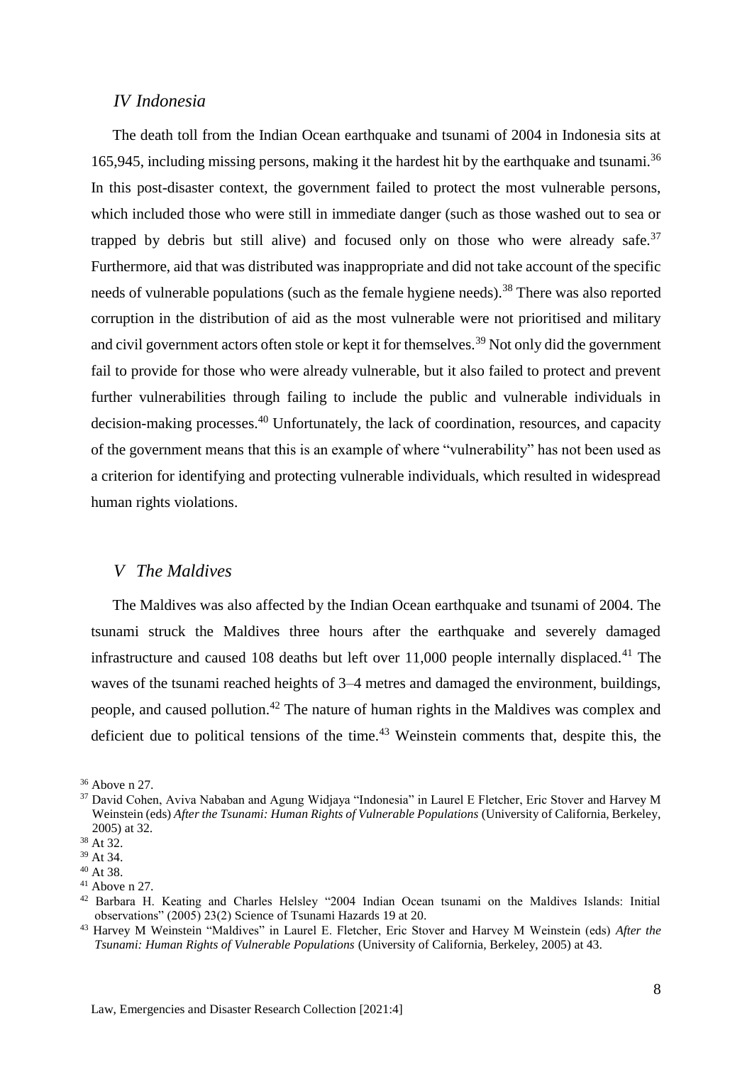## *IV Indonesia*

The death toll from the Indian Ocean earthquake and tsunami of 2004 in Indonesia sits at 165,945, including missing persons, making it the hardest hit by the earthquake and tsunami.[36] In this post-disaster context, the government failed to protect the most vulnerable persons, which included those who were still in immediate danger (such as those washed out to sea or trapped by debris but still alive) and focused only on those who were already safe.[37] Furthermore, aid that was distributed was inappropriate and did not take account of the specific needs of vulnerable populations (such as the female hygiene needs).[38] There was also reported corruption in the distribution of aid as the most vulnerable were not prioritised and military and civil government actors often stole or kept it for themselves.[39] Not only did the government fail to provide for those who were already vulnerable, but it also failed to protect and prevent further vulnerabilities through failing to include the public and vulnerable individuals in decision-making processes.[40] Unfortunately, the lack of coordination, resources, and capacity of the government means that this is an example of where "vulnerability" has not been used as a criterion for identifying and protecting vulnerable individuals, which resulted in widespread human rights violations.

## *V The Maldives*

The Maldives was also affected by the Indian Ocean earthquake and tsunami of 2004. The tsunami struck the Maldives three hours after the earthquake and severely damaged infrastructure and caused 108 deaths but left over 11,000 people internally displaced.[41] The waves of the tsunami reached heights of 3–4 metres and damaged the environment, buildings, people, and caused pollution.[42] The nature of human rights in the Maldives was complex and deficient due to political tensions of the time.[43] Weinstein comments that, despite this, the

---

[36] Above n 27.

[37] David Cohen, Aviva Nababan and Agung Widjaya "Indonesia" in Laurel E Fletcher, Eric Stover and Harvey M Weinstein (eds) *After the Tsunami: Human Rights of Vulnerable Populations* (University of California, Berkeley, 2005) at 32.

[38] At 32.

[39] At 34.

[40] At 38.

[41] Above n 27.

[42] Barbara H. Keating and Charles Helsley "2004 Indian Ocean tsunami on the Maldives Islands: Initial observations" (2005) 23(2) Science of Tsunami Hazards 19 at 20.

[43] Harvey M Weinstein "Maldives" in Laurel E. Fletcher, Eric Stover and Harvey M Weinstein (eds) *After the Tsunami: Human Rights of Vulnerable Populations* (University of California, Berkeley, 2005) at 43.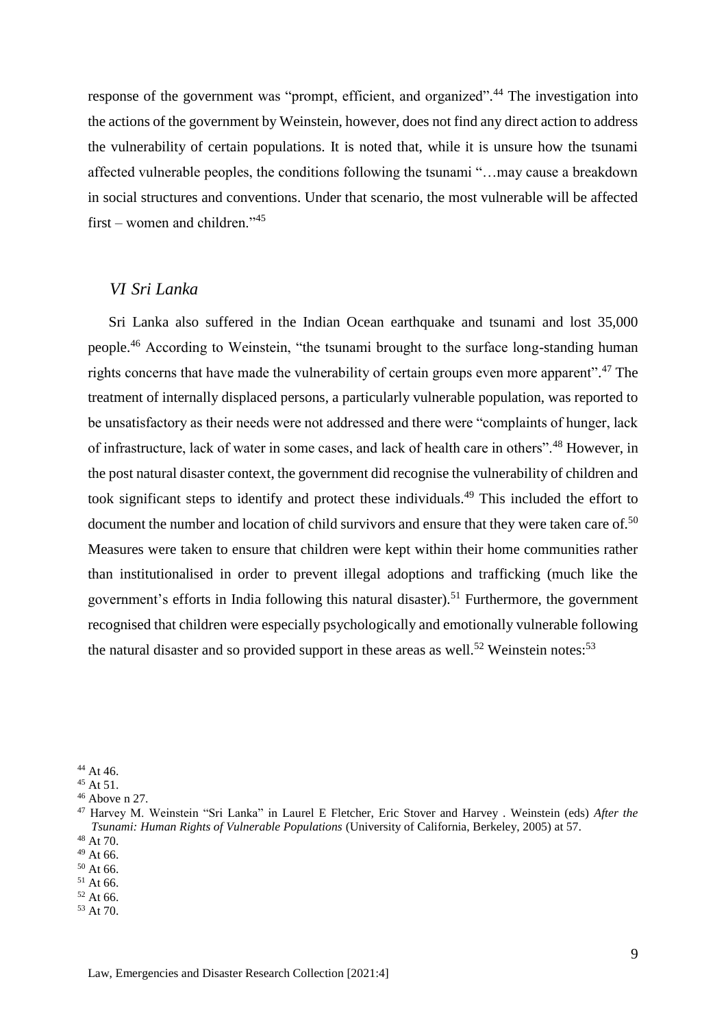response of the government was "prompt, efficient, and organized".[44] The investigation into the actions of the government by Weinstein, however, does not find any direct action to address the vulnerability of certain populations. It is noted that, while it is unsure how the tsunami affected vulnerable peoples, the conditions following the tsunami "…may cause a breakdown in social structures and conventions. Under that scenario, the most vulnerable will be affected first – women and children."[45]

## *VI Sri Lanka*

Sri Lanka also suffered in the Indian Ocean earthquake and tsunami and lost 35,000 people.[46] According to Weinstein, "the tsunami brought to the surface long-standing human rights concerns that have made the vulnerability of certain groups even more apparent".[47] The treatment of internally displaced persons, a particularly vulnerable population, was reported to be unsatisfactory as their needs were not addressed and there were "complaints of hunger, lack of infrastructure, lack of water in some cases, and lack of health care in others".[48] However, in the post natural disaster context, the government did recognise the vulnerability of children and took significant steps to identify and protect these individuals.[49] This included the effort to document the number and location of child survivors and ensure that they were taken care of.[50] Measures were taken to ensure that children were kept within their home communities rather than institutionalised in order to prevent illegal adoptions and trafficking (much like the government's efforts in India following this natural disaster).[51] Furthermore, the government recognised that children were especially psychologically and emotionally vulnerable following the natural disaster and so provided support in these areas as well.[52] Weinstein notes:[53]

---

[44] At 46.

[45] At 51.

[46] Above n 27.

[47] Harvey M. Weinstein "Sri Lanka" in Laurel E Fletcher, Eric Stover and Harvey . Weinstein (eds) *After the Tsunami: Human Rights of Vulnerable Populations* (University of California, Berkeley, 2005) at 57.

[48] At 70.

[49] At 66.

[50] At 66.

[51] At 66.

[52] At 66.

[53] At 70.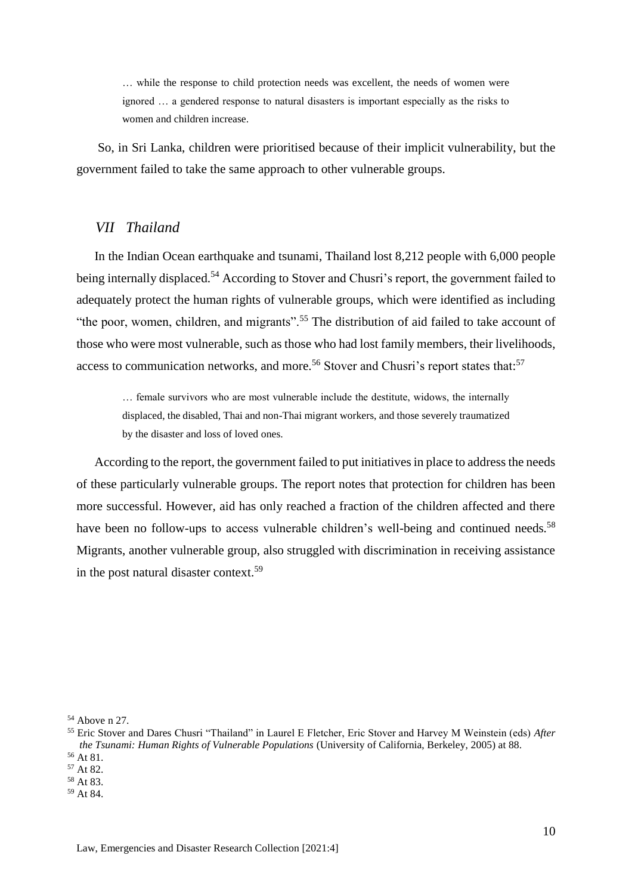> … while the response to child protection needs was excellent, the needs of women were ignored … a gendered response to natural disasters is important especially as the risks to women and children increase.

So, in Sri Lanka, children were prioritised because of their implicit vulnerability, but the government failed to take the same approach to other vulnerable groups.

## *VII Thailand*

In the Indian Ocean earthquake and tsunami, Thailand lost 8,212 people with 6,000 people being internally displaced.[54] According to Stover and Chusri's report, the government failed to adequately protect the human rights of vulnerable groups, which were identified as including "the poor, women, children, and migrants".[55] The distribution of aid failed to take account of those who were most vulnerable, such as those who had lost family members, their livelihoods, access to communication networks, and more.[56] Stover and Chusri's report states that:[57]

> … female survivors who are most vulnerable include the destitute, widows, the internally displaced, the disabled, Thai and non-Thai migrant workers, and those severely traumatized by the disaster and loss of loved ones.

According to the report, the government failed to put initiatives in place to address the needs of these particularly vulnerable groups. The report notes that protection for children has been more successful. However, aid has only reached a fraction of the children affected and there have been no follow-ups to access vulnerable children's well-being and continued needs.[58] Migrants, another vulnerable group, also struggled with discrimination in receiving assistance in the post natural disaster context.[59]

---

[54] Above n 27.

[55] Eric Stover and Dares Chusri "Thailand" in Laurel E Fletcher, Eric Stover and Harvey M Weinstein (eds) *After the Tsunami: Human Rights of Vulnerable Populations* (University of California, Berkeley, 2005) at 88.

[56] At 81.

[57] At 82.

[58] At 83.

[59] At 84.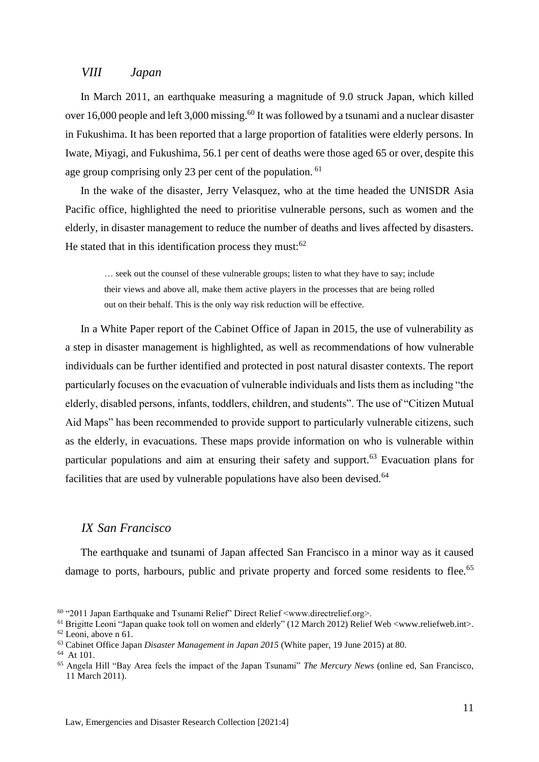## *VIII Japan*

In March 2011, an earthquake measuring a magnitude of 9.0 struck Japan, which killed over 16,000 people and left 3,000 missing.[60] It was followed by a tsunami and a nuclear disaster in Fukushima. It has been reported that a large proportion of fatalities were elderly persons. In Iwate, Miyagi, and Fukushima, 56.1 per cent of deaths were those aged 65 or over, despite this age group comprising only 23 per cent of the population.[61]

In the wake of the disaster, Jerry Velasquez, who at the time headed the UNISDR Asia Pacific office, highlighted the need to prioritise vulnerable persons, such as women and the elderly, in disaster management to reduce the number of deaths and lives affected by disasters. He stated that in this identification process they must:[62]

> … seek out the counsel of these vulnerable groups; listen to what they have to say; include their views and above all, make them active players in the processes that are being rolled out on their behalf. This is the only way risk reduction will be effective.

In a White Paper report of the Cabinet Office of Japan in 2015, the use of vulnerability as a step in disaster management is highlighted, as well as recommendations of how vulnerable individuals can be further identified and protected in post natural disaster contexts. The report particularly focuses on the evacuation of vulnerable individuals and lists them as including "the elderly, disabled persons, infants, toddlers, children, and students". The use of "Citizen Mutual Aid Maps" has been recommended to provide support to particularly vulnerable citizens, such as the elderly, in evacuations. These maps provide information on who is vulnerable within particular populations and aim at ensuring their safety and support.[63] Evacuation plans for facilities that are used by vulnerable populations have also been devised.[64]

## *IX San Francisco*

The earthquake and tsunami of Japan affected San Francisco in a minor way as it caused damage to ports, harbours, public and private property and forced some residents to flee.[65]

---

[60] "2011 Japan Earthquake and Tsunami Relief" Direct Relief <www.directrelief.org>.

[61] Brigitte Leoni "Japan quake took toll on women and elderly" (12 March 2012) Relief Web <www.reliefweb.int>.

[62] Leoni, above n 61.

[63] Cabinet Office Japan *Disaster Management in Japan 2015* (White paper, 19 June 2015) at 80.

[64] At 101.

[65] Angela Hill "Bay Area feels the impact of the Japan Tsunami" *The Mercury News* (online ed, San Francisco, 11 March 2011).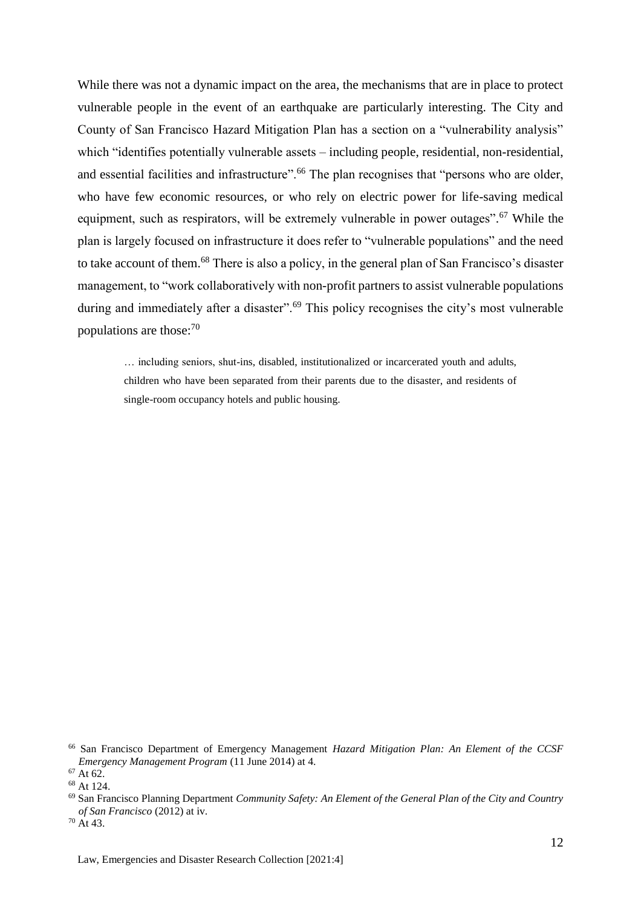While there was not a dynamic impact on the area, the mechanisms that are in place to protect vulnerable people in the event of an earthquake are particularly interesting. The City and County of San Francisco Hazard Mitigation Plan has a section on a "vulnerability analysis" which "identifies potentially vulnerable assets – including people, residential, non-residential, and essential facilities and infrastructure".[66] The plan recognises that "persons who are older, who have few economic resources, or who rely on electric power for life-saving medical equipment, such as respirators, will be extremely vulnerable in power outages".[67] While the plan is largely focused on infrastructure it does refer to "vulnerable populations" and the need to take account of them.[68] There is also a policy, in the general plan of San Francisco's disaster management, to "work collaboratively with non-profit partners to assist vulnerable populations during and immediately after a disaster".[69] This policy recognises the city's most vulnerable populations are those:[70]

> … including seniors, shut-ins, disabled, institutionalized or incarcerated youth and adults, children who have been separated from their parents due to the disaster, and residents of single-room occupancy hotels and public housing.

---

[66] San Francisco Department of Emergency Management *Hazard Mitigation Plan: An Element of the CCSF Emergency Management Program* (11 June 2014) at 4.

[67] At 62.

[68] At 124.

[69] San Francisco Planning Department *Community Safety: An Element of the General Plan of the City and Country of San Francisco* (2012) at iv.

[70] At 43.